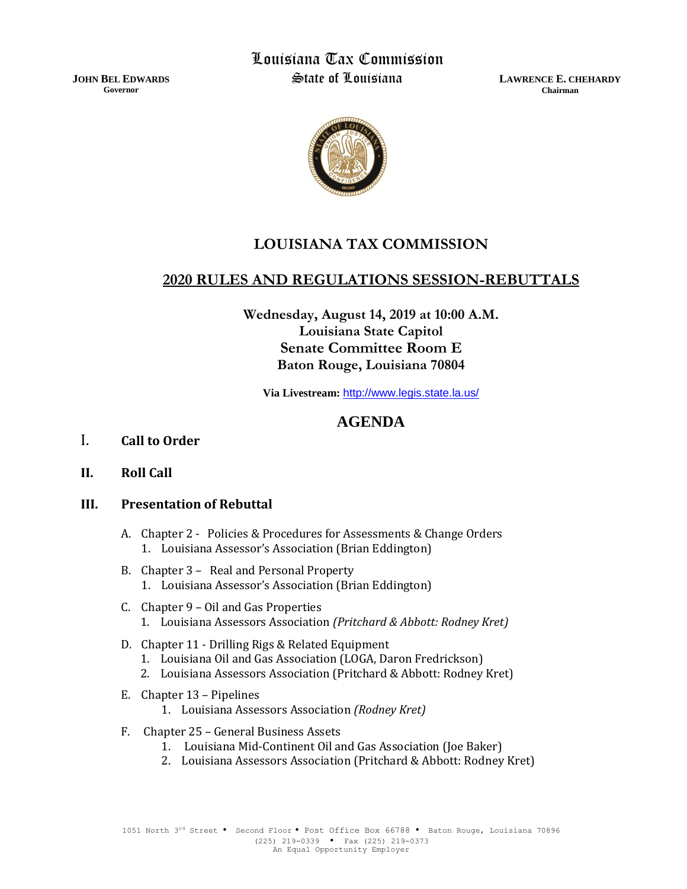# Louisiana Tax Commission

## State of Louisiana

**JOHN BEL EDWARDS**
**Governor**

**LAWRENCE E. CHEHARDY**
**Chairman**

## LOUISIANA TAX COMMISSION

## 2020 RULES AND REGULATIONS SESSION-REBUTTALS

**Wednesday, August 14, 2019 at 10:00 A.M.**
**Louisiana State Capitol**
**Senate Committee Room E**
**Baton Rouge, Louisiana 70804**

**Via Livestream:** http://www.legis.state.la.us/

## AGENDA

**I. Call to Order**

**II. Roll Call**

**III. Presentation of Rebuttal**

A. Chapter 2 - Policies & Procedures for Assessments & Change Orders
   1. Louisiana Assessor's Association (Brian Eddington)

B. Chapter 3 – Real and Personal Property
   1. Louisiana Assessor's Association (Brian Eddington)

C. Chapter 9 – Oil and Gas Properties
   1. Louisiana Assessors Association *(Pritchard & Abbott: Rodney Kret)*

D. Chapter 11 - Drilling Rigs & Related Equipment
   1. Louisiana Oil and Gas Association (LOGA, Daron Fredrickson)
   2. Louisiana Assessors Association (Pritchard & Abbott: Rodney Kret)

E. Chapter 13 – Pipelines
   1. Louisiana Assessors Association *(Rodney Kret)*

F. Chapter 25 – General Business Assets
   1. Louisiana Mid-Continent Oil and Gas Association (Joe Baker)
   2. Louisiana Assessors Association (Pritchard & Abbott: Rodney Kret)

1051 North 3rd Street • Second Floor • Post Office Box 66788 • Baton Rouge, Louisiana 70896
(225) 219-0339 • Fax (225) 219-0373
An Equal Opportunity Employer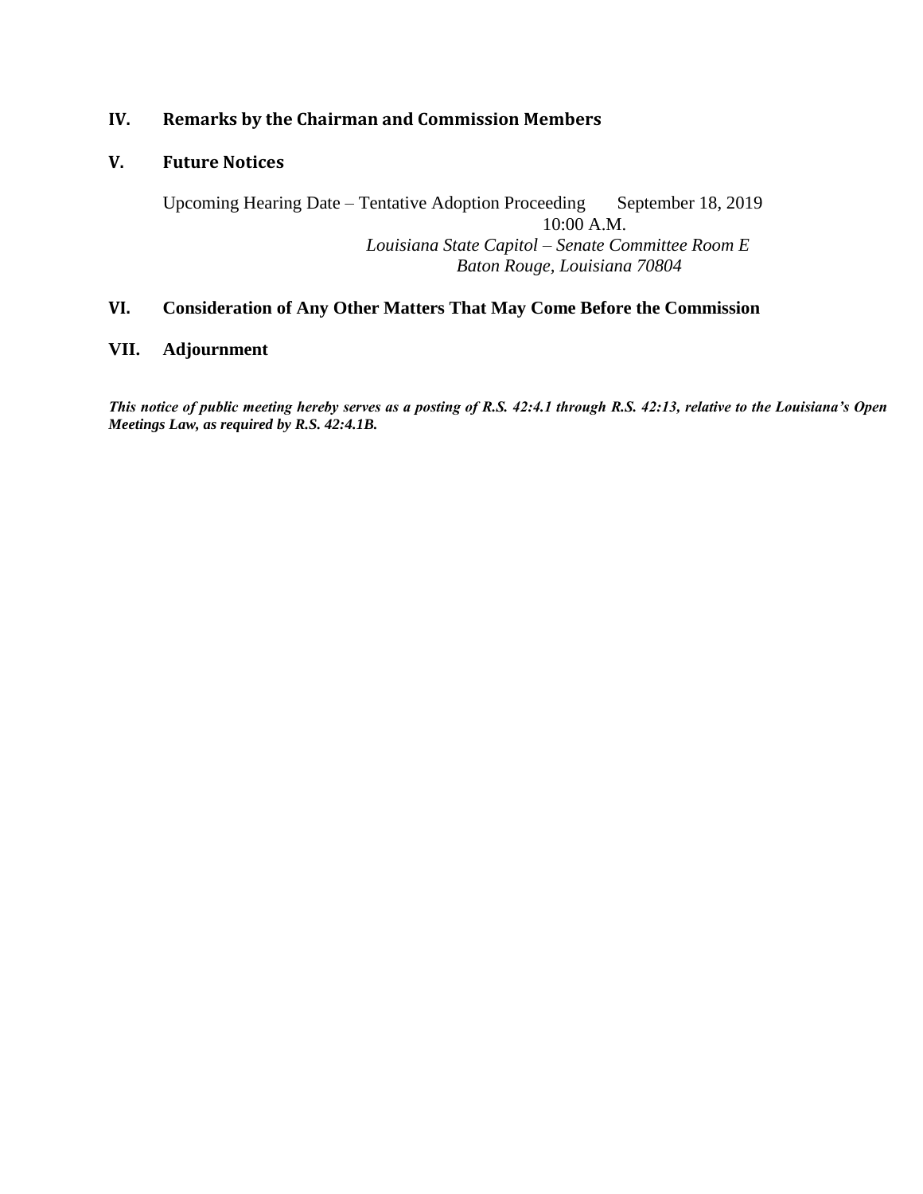## IV. Remarks by the Chairman and Commission Members

## V. Future Notices

Upcoming Hearing Date – Tentative Adoption Proceeding September 18, 2019
10:00 A.M.
*Louisiana State Capitol – Senate Committee Room E*
*Baton Rouge, Louisiana 70804*

## VI. Consideration of Any Other Matters That May Come Before the Commission

## VII. Adjournment

***This notice of public meeting hereby serves as a posting of R.S. 42:4.1 through R.S. 42:13, relative to the Louisiana's Open Meetings Law, as required by R.S. 42:4.1B.***